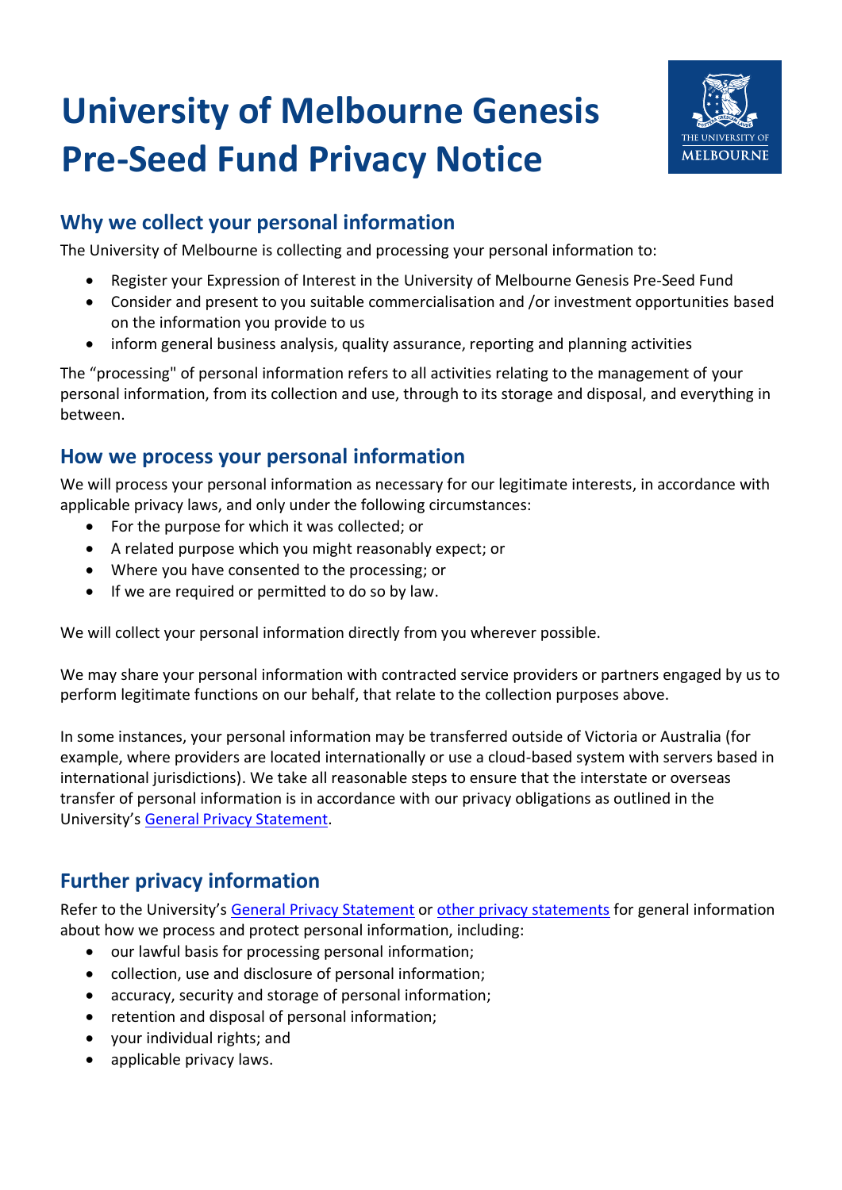# University of Melbourne Genesis Pre-Seed Fund Privacy Notice

## Why we collect your personal information

The University of Melbourne is collecting and processing your personal information to:

- Register your Expression of Interest in the University of Melbourne Genesis Pre-Seed Fund
- Consider and present to you suitable commercialisation and /or investment opportunities based on the information you provide to us
- inform general business analysis, quality assurance, reporting and planning activities

The "processing" of personal information refers to all activities relating to the management of your personal information, from its collection and use, through to its storage and disposal, and everything in between.

## How we process your personal information

We will process your personal information as necessary for our legitimate interests, in accordance with applicable privacy laws, and only under the following circumstances:

- For the purpose for which it was collected; or
- A related purpose which you might reasonably expect; or
- Where you have consented to the processing; or
- If we are required or permitted to do so by law.

We will collect your personal information directly from you wherever possible.

We may share your personal information with contracted service providers or partners engaged by us to perform legitimate functions on our behalf, that relate to the collection purposes above.

In some instances, your personal information may be transferred outside of Victoria or Australia (for example, where providers are located internationally or use a cloud-based system with servers based in international jurisdictions). We take all reasonable steps to ensure that the interstate or overseas transfer of personal information is in accordance with our privacy obligations as outlined in the University's General Privacy Statement.

## Further privacy information

Refer to the University's General Privacy Statement or other privacy statements for general information about how we process and protect personal information, including:

- our lawful basis for processing personal information;
- collection, use and disclosure of personal information;
- accuracy, security and storage of personal information;
- retention and disposal of personal information;
- your individual rights; and
- applicable privacy laws.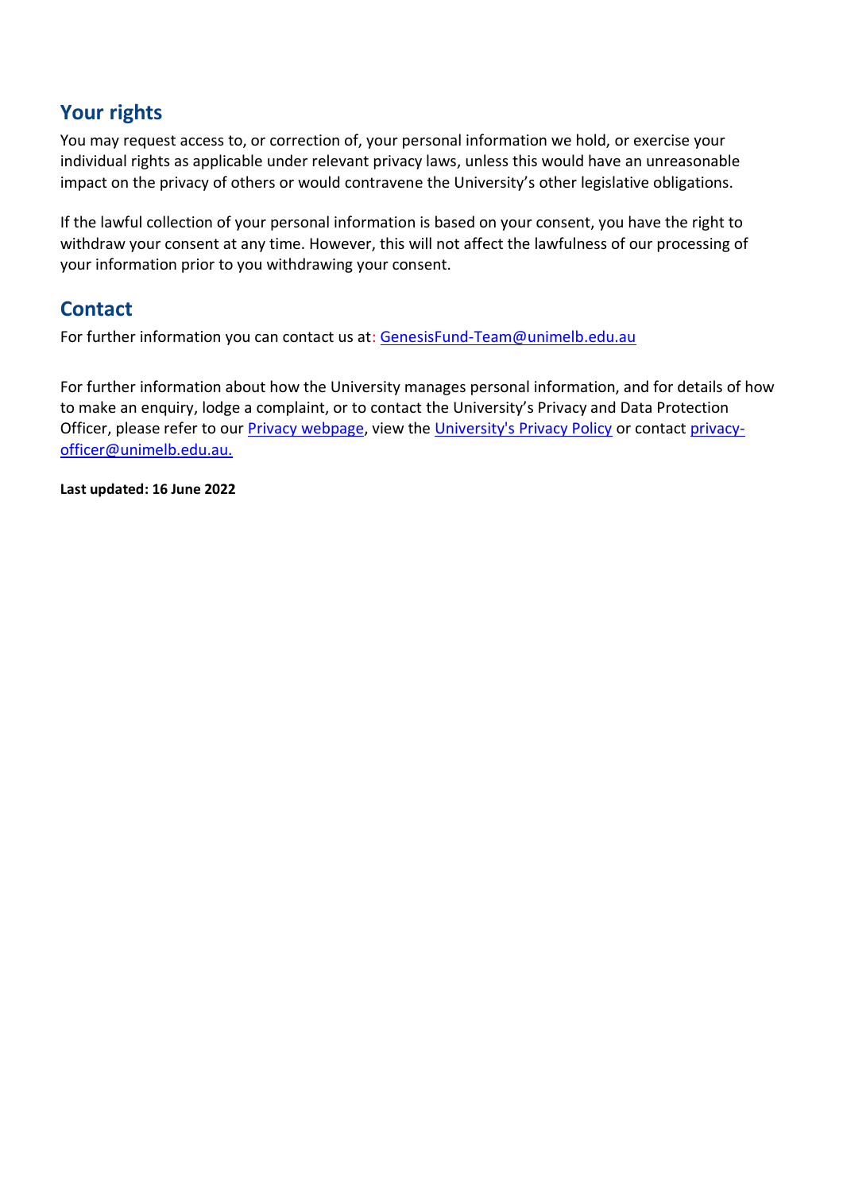## Your rights

You may request access to, or correction of, your personal information we hold, or exercise your individual rights as applicable under relevant privacy laws, unless this would have an unreasonable impact on the privacy of others or would contravene the University's other legislative obligations.

If the lawful collection of your personal information is based on your consent, you have the right to withdraw your consent at any time. However, this will not affect the lawfulness of our processing of your information prior to you withdrawing your consent.

## Contact

For further information you can contact us at: GenesisFund-Team@unimelb.edu.au

For further information about how the University manages personal information, and for details of how to make an enquiry, lodge a complaint, or to contact the University's Privacy and Data Protection Officer, please refer to our Privacy webpage, view the University's Privacy Policy or contact privacy-officer@unimelb.edu.au.

**Last updated: 16 June 2022**